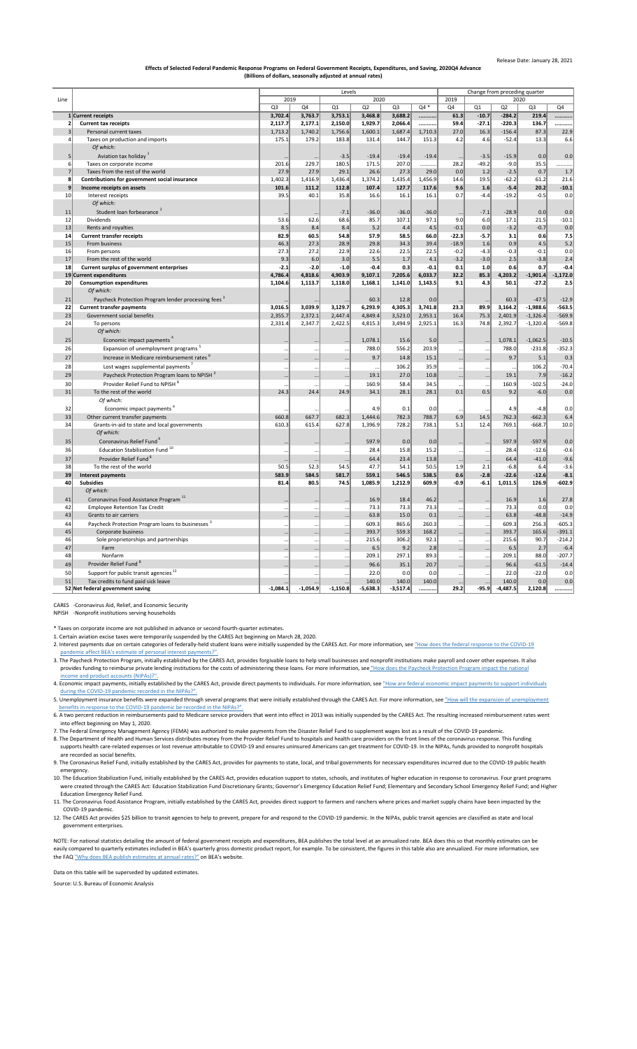Release Date: January 28, 2021

**Effects of Selected Federal Pandemic Response Programs on Federal Government Receipts, Expenditures, and Saving, 2020Q4 Advance**
**(Billions of dollars, seasonally adjusted at annual rates)**

| Line | | Levels | | | | | | Change from preceding quarter | | | | |
|---|---|---|---|---|---|---|---|---|---|---|---|---|
| | | 2019 | | 2020 | | | | 2019 | 2020 | | | |
| | | Q3 | Q4 | Q1 | Q2 | Q3 | Q4 * | Q4 | Q1 | Q2 | Q3 | Q4 |
| 1 | **Current receipts** | **3,702.4** | **3,763.7** | **3,753.1** | **3,468.8** | **3,688.2** | **..........** | **61.3** | **-10.7** | **-284.2** | **219.4** | **..........** |
| 2 | **Current tax receipts** | **2,117.7** | **2,177.1** | **2,150.0** | **1,929.7** | **2,066.4** | **..........** | **59.4** | **-27.1** | **-220.3** | **136.7** | **..........** |
| 3 | Personal current taxes | 1,713.2 | 1,740.2 | 1,756.6 | 1,600.1 | 1,687.4 | 1,710.3 | 27.0 | 16.3 | -156.4 | 87.3 | 22.9 |
| 4 | Taxes on production and imports | 175.1 | 179.2 | 183.8 | 131.4 | 144.7 | 151.3 | 4.2 | 4.6 | -52.4 | 13.3 | 6.6 |
| | *Of which:* | | | | | | | | | | | |
| 5 | Aviation tax holiday [1] | ... | ... | -3.5 | -19.4 | -19.4 | -19.4 | ... | -3.5 | -15.9 | 0.0 | 0.0 |
| 6 | Taxes on corporate income | 201.6 | 229.7 | 180.5 | 171.5 | 207.0 | .......... | 28.2 | -49.2 | -9.0 | 35.5 | .......... |
| 7 | Taxes from the rest of the world | 27.9 | 27.9 | 29.1 | 26.6 | 27.3 | 29.0 | 0.0 | 1.2 | -2.5 | 0.7 | 1.7 |
| 8 | **Contributions for government social insurance** | **1,402.3** | **1,416.9** | **1,436.4** | **1,374.2** | **1,435.4** | **1,456.9** | **14.6** | **19.5** | **-62.2** | **61.2** | **21.6** |
| 9 | **Income receipts on assets** | **101.6** | **111.2** | **112.8** | **107.4** | **127.7** | **117.6** | **9.6** | **1.6** | **-5.4** | **20.2** | **-10.1** |
| 10 | Interest receipts | 39.5 | 40.1 | 35.8 | 16.6 | 16.1 | 16.1 | 0.7 | -4.4 | -19.2 | -0.5 | 0.0 |
| | *Of which:* | | | | | | | | | | | |
| 11 | Student loan forbearance [2] | ... | ... | -7.1 | -36.0 | -36.0 | -36.0 | ... | -7.1 | -28.9 | 0.0 | 0.0 |
| 12 | Dividends | 53.6 | 62.6 | 68.6 | 85.7 | 107.1 | 97.1 | 9.0 | 6.0 | 17.1 | 21.5 | -10.1 |
| 13 | Rents and royalties | 8.5 | 8.4 | 8.4 | 5.2 | 4.4 | 4.5 | -0.1 | 0.0 | -3.2 | -0.7 | 0.0 |
| 14 | **Current transfer receipts** | **82.9** | **60.5** | **54.8** | **57.9** | **58.5** | **66.0** | **-22.3** | **-5.7** | **3.1** | **0.6** | **7.5** |
| 15 | From business | 46.3 | 27.3 | 28.9 | 29.8 | 34.3 | 39.4 | -18.9 | 1.6 | 0.9 | 4.5 | 5.2 |
| 16 | From persons | 27.3 | 27.2 | 22.9 | 22.6 | 22.5 | 22.5 | -0.2 | -4.3 | -0.3 | -0.1 | 0.0 |
| 17 | From the rest of the world | 9.3 | 6.0 | 3.0 | 5.5 | 1.7 | 4.1 | -3.2 | -3.0 | 2.5 | -3.8 | 2.4 |
| 18 | **Current surplus of government enterprises** | **-2.1** | **-2.0** | **-1.0** | **-0.4** | **0.3** | **-0.1** | **0.1** | **1.0** | **0.6** | **0.7** | **-0.4** |
| 19 | **Current expenditures** | **4,786.4** | **4,818.6** | **4,903.9** | **9,107.1** | **7,205.6** | **6,033.7** | **32.2** | **85.3** | **4,203.2** | **-1,901.4** | **-1,172.0** |
| 20 | **Consumption expenditures** | **1,104.6** | **1,113.7** | **1,118.0** | **1,168.1** | **1,141.0** | **1,143.5** | **9.1** | **4.3** | **50.1** | **-27.2** | **2.5** |
| | *Of which:* | | | | | | | | | | | |
| 21 | Paycheck Protection Program lender processing fees [3] | ... | ... | ... | 60.3 | 12.8 | 0.0 | ... | ... | 60.3 | -47.5 | -12.9 |
| 22 | **Current transfer payments** | **3,016.5** | **3,039.9** | **3,129.7** | **6,293.9** | **4,305.3** | **3,741.8** | **23.3** | **89.9** | **3,164.2** | **-1,988.6** | **-563.5** |
| 23 | Government social benefits | 2,355.7 | 2,372.1 | 2,447.4 | 4,849.4 | 3,523.0 | 2,953.1 | 16.4 | 75.3 | 2,401.9 | -1,326.4 | -569.9 |
| 24 | To persons | 2,331.4 | 2,347.7 | 2,422.5 | 4,815.3 | 3,494.9 | 2,925.1 | 16.3 | 74.8 | 2,392.7 | -1,320.4 | -569.8 |
| | *Of which:* | | | | | | | | | | | |
| 25 | Economic impact payments [4] | ... | ... | ... | 1,078.1 | 15.6 | 5.0 | ... | ... | 1,078.1 | -1,062.5 | -10.5 |
| 26 | Expansion of unemployment programs [5] | ... | ... | ... | 788.0 | 556.2 | 203.9 | ... | ... | 788.0 | -231.8 | -352.3 |
| 27 | Increase in Medicare reimbursement rates [6] | ... | ... | ... | 9.7 | 14.8 | 15.1 | ... | ... | 9.7 | 5.1 | 0.3 |
| 28 | Lost wages supplemental payments [7] | ... | ... | ... | ... | 106.2 | 35.9 | ... | ... | ... | 106.2 | -70.4 |
| 29 | Paycheck Protection Program loans to NPISH [3] | ... | ... | ... | 19.1 | 27.0 | 10.8 | ... | ... | 19.1 | 7.9 | -16.2 |
| 30 | Provider Relief Fund to NPISH [8] | ... | ... | ... | 160.9 | 58.4 | 34.5 | ... | ... | 160.9 | -102.5 | -24.0 |
| 31 | To the rest of the world | 24.3 | 24.4 | 24.9 | 34.1 | 28.1 | 28.1 | 0.1 | 0.5 | 9.2 | -6.0 | 0.0 |
| | *Of which:* | | | | | | | | | | | |
| 32 | Economic impact payments [4] | ... | ... | ... | 4.9 | 0.1 | 0.0 | ... | ... | 4.9 | -4.8 | 0.0 |
| 33 | Other current transfer payments | 660.8 | 667.7 | 682.3 | 1,444.6 | 782.3 | 788.7 | 6.9 | 14.5 | 762.3 | -662.3 | 6.4 |
| 34 | Grants-in-aid to state and local governments | 610.3 | 615.4 | 627.8 | 1,396.9 | 728.2 | 738.1 | 5.1 | 12.4 | 769.1 | -668.7 | 10.0 |
| | *Of which:* | | | | | | | | | | | |
| 35 | Coronavirus Relief Fund [9] | ... | ... | ... | 597.9 | 0.0 | 0.0 | ... | ... | 597.9 | -597.9 | 0.0 |
| 36 | Education Stabilization Fund [10] | ... | ... | ... | 28.4 | 15.8 | 15.2 | ... | ... | 28.4 | -12.6 | -0.6 |
| 37 | Provider Relief Fund [8] | ... | ... | ... | 64.4 | 23.4 | 13.8 | ... | ... | 64.4 | -41.0 | -9.6 |
| 38 | To the rest of the world | 50.5 | 52.3 | 54.5 | 47.7 | 54.1 | 50.5 | 1.9 | 2.1 | -6.8 | 6.4 | -3.6 |
| 39 | **Interest payments** | **583.9** | **584.5** | **581.7** | **559.1** | **546.5** | **538.5** | **0.6** | **-2.8** | **-22.6** | **-12.6** | **-8.1** |
| 40 | **Subsidies** | **81.4** | **80.5** | **74.5** | **1,085.9** | **1,212.9** | **609.9** | **-0.9** | **-6.1** | **1,011.5** | **126.9** | **-602.9** |
| | *Of which:* | | | | | | | | | | | |
| 41 | Coronavirus Food Assistance Program [11] | ... | ... | ... | 16.9 | 18.4 | 46.2 | ... | ... | 16.9 | 1.6 | 27.8 |
| 42 | Employee Retention Tax Credit | ... | ... | ... | 73.3 | 73.3 | 73.3 | ... | ... | 73.3 | 0.0 | 0.0 |
| 43 | Grants to air carriers | ... | ... | ... | 63.8 | 15.0 | 0.1 | ... | ... | 63.8 | -48.8 | -14.9 |
| 44 | Paycheck Protection Program loans to businesses [3] | ... | ... | ... | 609.3 | 865.6 | 260.3 | ... | ... | 609.3 | 256.3 | -605.3 |
| 45 | Corporate business | ... | ... | ... | 393.7 | 559.3 | 168.2 | ... | ... | 393.7 | 165.6 | -391.1 |
| 46 | Sole proprietorships and partnerships | ... | ... | ... | 215.6 | 306.2 | 92.1 | ... | ... | 215.6 | 90.7 | -214.2 |
| 47 | Farm | ... | ... | ... | 6.5 | 9.2 | 2.8 | ... | ... | 6.5 | 2.7 | -6.4 |
| 48 | Nonfarm | ... | ... | ... | 209.1 | 297.1 | 89.3 | ... | ... | 209.1 | 88.0 | -207.7 |
| 49 | Provider Relief Fund [8] | ... | ... | ... | 96.6 | 35.1 | 20.7 | ... | ... | 96.6 | -61.5 | -14.4 |
| 50 | Support for public transit agencies [12] | ... | ... | ... | 22.0 | 0.0 | 0.0 | ... | ... | 22.0 | -22.0 | 0.0 |
| 51 | Tax credits to fund paid sick leave | ... | ... | ... | 140.0 | 140.0 | 140.0 | ... | ... | 140.0 | 0.0 | 0.0 |
| 52 | **Net federal government saving** | **-1,084.1** | **-1,054.9** | **-1,150.8** | **-5,638.3** | **-3,517.4** | **..........** | **29.2** | **-95.9** | **-4,487.5** | **2,120.8** | **..........** |

CARES -Coronavirus Aid, Relief, and Economic Security

NPISH -Nonprofit institutions serving households

\* Taxes on corporate income are not published in advance or second fourth-quarter estimates.

1. Certain aviation excise taxes were temporarily suspended by the CARES Act beginning on March 28, 2020.
2. Interest payments due on certain categories of federally-held student loans were initially suspended by the CARES Act. For more information, see "How does the federal response to the COVID-19 pandemic affect BEA's estimate of personal interest payments?".
3. The Paycheck Protection Program, initially established by the CARES Act, provides forgivable loans to help small businesses and nonprofit institutions make payroll and cover other expenses. It also provides funding to reimburse private lending institutions for the costs of administering these loans. For more information, see "How does the Paycheck Protection Program impact the national income and product accounts (NIPAs)?".
4. Economic impact payments, initially established by the CARES Act, provide direct payments to individuals. For more information, see "How are federal economic impact payments to support individuals during the COVID-19 pandemic recorded in the NIPAs?".
5. Unemployment insurance benefits were expanded through several programs that were initially established through the CARES Act. For more information, see "How will the expansion of unemployment benefits in response to the COVID-19 pandemic be recorded in the NIPAs?".
6. A two percent reduction in reimbursements paid to Medicare service providers that went into effect in 2013 was initially suspended by the CARES Act. The resulting increased reimbursement rates went into effect beginning on May 1, 2020.
7. The Federal Emergency Management Agency (FEMA) was authorized to make payments from the Disaster Relief Fund to supplement wages lost as a result of the COVID-19 pandemic.
8. The Department of Health and Human Services distributes money from the Provider Relief Fund to hospitals and health care providers on the front lines of the coronavirus response. This funding supports health care-related expenses or lost revenue attributable to COVID-19 and ensures uninsured Americans can get treatment for COVID-19. In the NIPAs, funds provided to nonprofit hospitals are recorded as social benefits.
9. The Coronavirus Relief Fund, initially established by the CARES Act, provides for payments to state, local, and tribal governments for necessary expenditures incurred due to the COVID-19 public health emergency.
10. The Education Stabilization Fund, initially established by the CARES Act, provides education support to states, schools, and institutes of higher education in response to coronavirus. Four grant programs were created through the CARES Act: Education Stabilization Fund Discretionary Grants; Governor's Emergency Education Relief Fund; Elementary and Secondary School Emergency Relief Fund; and Higher Education Emergency Relief Fund.
11. The Coronavirus Food Assistance Program, initially established by the CARES Act, provides direct support to farmers and ranchers where prices and market supply chains have been impacted by the COVID-19 pandemic.
12. The CARES Act provides $25 billion to transit agencies to help to prevent, prepare for and respond to the COVID-19 pandemic. In the NIPAs, public transit agencies are classified as state and local government enterprises.

NOTE: For national statistics detailing the amount of federal government receipts and expenditures, BEA publishes the total level at an annualized rate. BEA does this so that monthly estimates can be easily compared to quarterly estimates included in BEA's quarterly gross domestic product report, for example. To be consistent, the figures in this table also are annualized. For more information, see the FAQ "Why does BEA publish estimates at annual rates?" on BEA's website.

Data on this table will be superseded by updated estimates.

Source: U.S. Bureau of Economic Analysis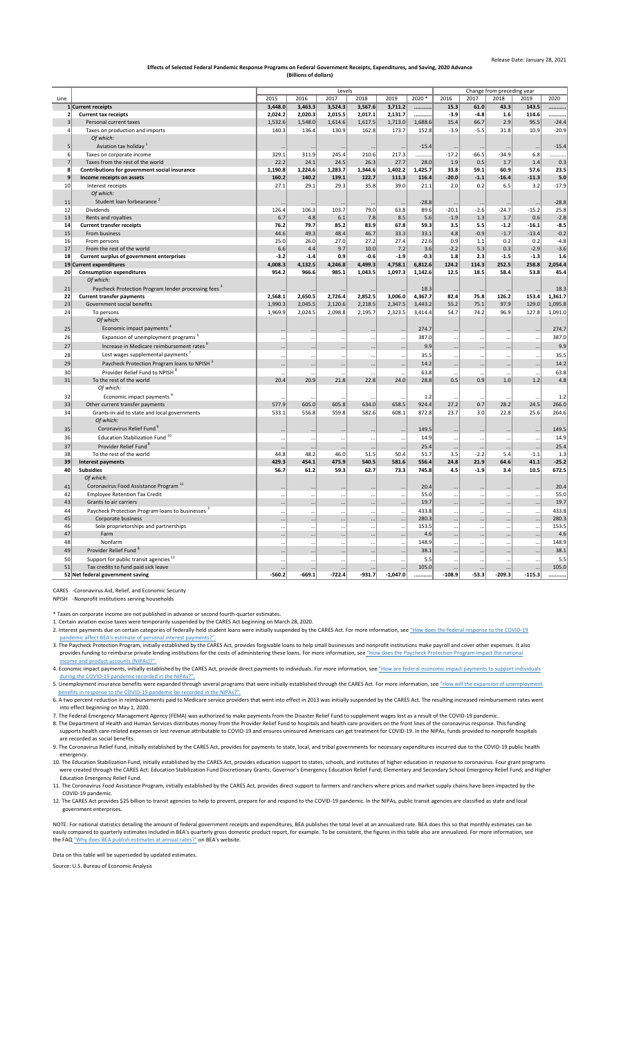Release Date: January 28, 2021

**Effects of Selected Federal Pandemic Response Programs on Federal Government Receipts, Expenditures, and Saving, 2020 Advance**
**(Billions of dollars)**

| Line | | Levels | | | | | | Change from preceding year | | | | |
|---|---|---|---|---|---|---|---|---|---|---|---|---|
| | | 2015 | 2016 | 2017 | 2018 | 2019 | 2020 * | 2016 | 2017 | 2018 | 2019 | 2020 |
| 1 | **Current receipts** | **3,448.0** | **3,463.3** | **3,524.3** | **3,567.6** | **3,711.2** | **.........** | **15.3** | **61.0** | **43.3** | **143.5** | **.........** |
| 2 | **Current tax receipts** | **2,024.2** | **2,020.3** | **2,015.5** | **2,017.1** | **2,131.7** | **.........** | **-3.9** | **-4.8** | **1.6** | **114.6** | **.........** |
| 3 | Personal current taxes | 1,532.6 | 1,548.0 | 1,614.6 | 1,617.5 | 1,713.0 | 1,688.6 | 15.4 | 66.7 | 2.9 | 95.5 | -24.4 |
| 4 | Taxes on production and imports | 140.3 | 136.4 | 130.9 | 162.8 | 173.7 | 152.8 | -3.9 | -5.5 | 31.8 | 10.9 | -20.9 |
| | *Of which:* | | | | | | | | | | | |
| 5 | Aviation tax holiday [1] | ... | ... | ... | ... | ... | -15.4 | ... | ... | ... | ... | -15.4 |
| 6 | Taxes on corporate income | 329.1 | 311.9 | 245.4 | 210.6 | 217.3 | ......... | -17.2 | -66.5 | -34.9 | 6.8 | ......... |
| 7 | Taxes from the rest of the world | 22.2 | 24.1 | 24.5 | 26.3 | 27.7 | 28.0 | 1.9 | 0.5 | 1.7 | 1.4 | 0.3 |
| 8 | **Contributions for government social insurance** | **1,190.8** | **1,224.6** | **1,283.7** | **1,344.6** | **1,402.2** | **1,425.7** | **33.8** | **59.1** | **60.9** | **57.6** | **23.5** |
| 9 | **Income receipts on assets** | **160.2** | **140.2** | **139.1** | **122.7** | **111.3** | **116.4** | **-20.0** | **-1.1** | **-16.4** | **-11.3** | **5.0** |
| 10 | Interest receipts | 27.1 | 29.1 | 29.3 | 35.8 | 39.0 | 21.1 | 2.0 | 0.2 | 6.5 | 3.2 | -17.9 |
| | *Of which:* | | | | | | | | | | | |
| 11 | Student loan forbearance [2] | ... | ... | ... | ... | ... | -28.8 | ... | ... | ... | ... | -28.8 |
| 12 | Dividends | 126.4 | 106.3 | 103.7 | 79.0 | 63.8 | 89.6 | -20.1 | -2.6 | -24.7 | -15.2 | 25.8 |
| 13 | Rents and royalties | 6.7 | 4.8 | 6.1 | 7.8 | 8.5 | 5.6 | -1.9 | 1.3 | 1.7 | 0.6 | -2.8 |
| 14 | **Current transfer receipts** | **76.2** | **79.7** | **85.2** | **83.9** | **67.8** | **59.3** | **3.5** | **5.5** | **-1.2** | **-16.1** | **-8.5** |
| 15 | From business | 44.6 | 49.3 | 48.4 | 46.7 | 33.3 | 33.1 | 4.8 | -0.9 | -1.7 | -13.4 | -0.2 |
| 16 | From persons | 25.0 | 26.0 | 27.0 | 27.2 | 27.4 | 22.6 | 0.9 | 1.1 | 0.2 | 0.2 | -4.8 |
| 17 | From the rest of the world | 6.6 | 4.4 | 9.7 | 10.0 | 7.2 | 3.6 | -2.2 | 5.3 | 0.3 | -2.9 | -3.6 |
| 18 | **Current surplus of government enterprises** | **-3.2** | **-1.4** | **0.9** | **-0.6** | **-1.9** | **-0.3** | **1.8** | **2.3** | **-1.5** | **-1.3** | **1.6** |
| 19 | **Current expenditures** | **4,008.3** | **4,132.5** | **4,246.8** | **4,499.3** | **4,758.1** | **6,812.6** | **124.2** | **114.3** | **252.5** | **258.8** | **2,054.4** |
| 20 | **Consumption expenditures** | **954.2** | **966.6** | **985.1** | **1,043.5** | **1,097.3** | **1,142.6** | **12.5** | **18.5** | **58.4** | **53.8** | **45.4** |
| | *Of which:* | | | | | | | | | | | |
| 21 | Paycheck Protection Program lender processing fees [3] | ... | ... | ... | ... | ... | 18.3 | ... | ... | ... | ... | 18.3 |
| 22 | **Current transfer payments** | **2,568.1** | **2,650.5** | **2,726.4** | **2,852.5** | **3,006.0** | **4,367.7** | **82.4** | **75.8** | **126.2** | **153.4** | **1,361.7** |
| 23 | Government social benefits | 1,990.3 | 2,045.5 | 2,120.6 | 2,218.5 | 2,347.5 | 3,443.2 | 55.2 | 75.1 | 97.9 | 129.0 | 1,095.8 |
| 24 | To persons | 1,969.9 | 2,024.5 | 2,098.8 | 2,195.7 | 2,323.5 | 3,414.4 | 54.7 | 74.2 | 96.9 | 127.8 | 1,091.0 |
| | *Of which:* | | | | | | | | | | | |
| 25 | Economic impact payments [4] | ... | ... | ... | ... | ... | 274.7 | ... | ... | ... | ... | 274.7 |
| 26 | Expansion of unemployment programs [5] | ... | ... | ... | ... | ... | 387.0 | ... | ... | ... | ... | 387.0 |
| 27 | Increase in Medicare reimbursement rates [6] | ... | ... | ... | ... | ... | 9.9 | ... | ... | ... | ... | 9.9 |
| 28 | Lost wages supplemental payments [7] | ... | ... | ... | ... | ... | 35.5 | ... | ... | ... | ... | 35.5 |
| 29 | Paycheck Protection Program loans to NPISH [3] | ... | ... | ... | ... | ... | 14.2 | ... | ... | ... | ... | 14.2 |
| 30 | Provider Relief Fund to NPISH [8] | ... | ... | ... | ... | ... | 63.8 | ... | ... | ... | ... | 63.8 |
| 31 | To the rest of the world | 20.4 | 20.9 | 21.8 | 22.8 | 24.0 | 28.8 | 0.5 | 0.9 | 1.0 | 1.2 | 4.8 |
| | *Of which:* | | | | | | | | | | | |
| 32 | Economic impact payments [4] | ... | ... | ... | ... | ... | 1.2 | ... | ... | ... | ... | 1.2 |
| 33 | Other current transfer payments | 577.9 | 605.0 | 605.8 | 634.0 | 658.5 | 924.4 | 27.2 | 0.7 | 28.2 | 24.5 | 266.0 |
| 34 | Grants-in-aid to state and local governments | 533.1 | 556.8 | 559.8 | 582.6 | 608.1 | 872.8 | 23.7 | 3.0 | 22.8 | 25.6 | 264.6 |
| | *Of which:* | | | | | | | | | | | |
| 35 | Coronavirus Relief Fund [9] | ... | ... | ... | ... | ... | 149.5 | ... | ... | ... | ... | 149.5 |
| 36 | Education Stabilization Fund [10] | ... | ... | ... | ... | ... | 14.9 | ... | ... | ... | ... | 14.9 |
| 37 | Provider Relief Fund [8] | ... | ... | ... | ... | ... | 25.4 | ... | ... | ... | ... | 25.4 |
| 38 | To the rest of the world | 44.8 | 48.2 | 46.0 | 51.5 | 50.4 | 51.7 | 3.5 | -2.2 | 5.4 | -1.1 | 1.3 |
| 39 | **Interest payments** | **429.3** | **454.1** | **475.9** | **540.5** | **581.6** | **556.4** | **24.8** | **21.9** | **64.6** | **41.1** | **-25.2** |
| 40 | **Subsidies** | **56.7** | **61.2** | **59.3** | **62.7** | **73.3** | **745.8** | **4.5** | **-1.9** | **3.4** | **10.5** | **672.5** |
| | *Of which:* | | | | | | | | | | | |
| 41 | Coronavirus Food Assistance Program [11] | ... | ... | ... | ... | ... | 20.4 | ... | ... | ... | ... | 20.4 |
| 42 | Employee Retention Tax Credit | ... | ... | ... | ... | ... | 55.0 | ... | ... | ... | ... | 55.0 |
| 43 | Grants to air carriers | ... | ... | ... | ... | ... | 19.7 | ... | ... | ... | ... | 19.7 |
| 44 | Paycheck Protection Program loans to businesses [3] | ... | ... | ... | ... | ... | 433.8 | ... | ... | ... | ... | 433.8 |
| 45 | Corporate business | ... | ... | ... | ... | ... | 280.3 | ... | ... | ... | ... | 280.3 |
| 46 | Sole proprietorships and partnerships | ... | ... | ... | ... | ... | 153.5 | ... | ... | ... | ... | 153.5 |
| 47 | Farm | ... | ... | ... | ... | ... | 4.6 | ... | ... | ... | ... | 4.6 |
| 48 | Nonfarm | ... | ... | ... | ... | ... | 148.9 | ... | ... | ... | ... | 148.9 |
| 49 | Provider Relief Fund [8] | ... | ... | ... | ... | ... | 38.1 | ... | ... | ... | ... | 38.1 |
| 50 | Support for public transit agencies [12] | ... | ... | ... | ... | ... | 5.5 | ... | ... | ... | ... | 5.5 |
| 51 | Tax credits to fund paid sick leave | ... | ... | ... | ... | ... | 105.0 | ... | ... | ... | ... | 105.0 |
| 52 | **Net federal government saving** | **-560.2** | **-669.1** | **-722.4** | **-931.7** | **-1,047.0** | **.........** | **-108.9** | **-53.3** | **-209.3** | **-115.3** | **.........** |

CARES - Coronavirus Aid, Relief, and Economic Security

NPISH - Nonprofit institutions serving households

* Taxes on corporate income are not published in advance or second fourth-quarter estimates.

1. Certain aviation excise taxes were temporarily suspended by the CARES Act beginning on March 28, 2020.
2. Interest payments due on certain categories of federally-held student loans were initially suspended by the CARES Act. For more information, see "How does the federal response to the COVID-19 pandemic affect BEA's estimate of personal interest payments?".
3. The Paycheck Protection Program, initially established by the CARES Act, provides forgivable loans to help small businesses and nonprofit institutions make payroll and cover other expenses. It also provides funding to reimburse private lending institutions for the costs of administering these loans. For more information, see "How does the Paycheck Protection Program impact the national income and product accounts (NIPAs)?".
4. Economic impact payments, initially established by the CARES Act, provide direct payments to individuals. For more information, see "How are federal economic impact payments to support individuals during the COVID-19 pandemic recorded in the NIPAs?".
5. Unemployment insurance benefits were expanded through several programs that were initially established through the CARES Act. For more information, see "How will the expansion of unemployment benefits in response to the COVID-19 pandemic be recorded in the NIPAs?".
6. A two percent reduction in reimbursements paid to Medicare service providers that went into effect in 2013 was initially suspended by the CARES Act. The resulting increased reimbursement rates went into effect beginning on May 1, 2020.
7. The Federal Emergency Management Agency (FEMA) was authorized to make payments from the Disaster Relief Fund to supplement wages lost as a result of the COVID-19 pandemic.
8. The Department of Health and Human Services distributes money from the Provider Relief Fund to hospitals and health care providers on the front lines of the coronavirus response. This funding supports health care-related expenses or lost revenue attributable to COVID-19 and ensures uninsured Americans can get treatment for COVID-19. In the NIPAs, funds provided to nonprofit hospitals are recorded as social benefits.
9. The Coronavirus Relief Fund, initially established by the CARES Act, provides for payments to state, local, and tribal governments for necessary expenditures incurred due to the COVID-19 public health emergency.
10. The Education Stabilization Fund, initially established by the CARES Act, provides education support to states, schools, and institutes of higher education in response to coronavirus. Four grant programs were created through the CARES Act: Education Stabilization Fund Discretionary Grants; Governor's Emergency Education Relief Fund; Elementary and Secondary School Emergency Relief Fund; and Higher Education Emergency Relief Fund.
11. The Coronavirus Food Assistance Program, initially established by the CARES Act, provides direct support to farmers and ranchers where prices and market supply chains have been impacted by the COVID-19 pandemic.
12. The CARES Act provides $25 billion to transit agencies to help to prevent, prepare for and respond to the COVID-19 pandemic. In the NIPAs, public transit agencies are classified as state and local government enterprises.

NOTE: For national statistics detailing the amount of federal government receipts and expenditures, BEA publishes the total level at an annualized rate. BEA does this so that monthly estimates can be easily compared to quarterly estimates included in BEA's quarterly gross domestic product report, for example. To be consistent, the figures in this table also are annualized. For more information, see the FAQ "Why does BEA publish estimates at annual rates?" on BEA's website.

Data on this table will be superseded by updated estimates.

Source: U.S. Bureau of Economic Analysis